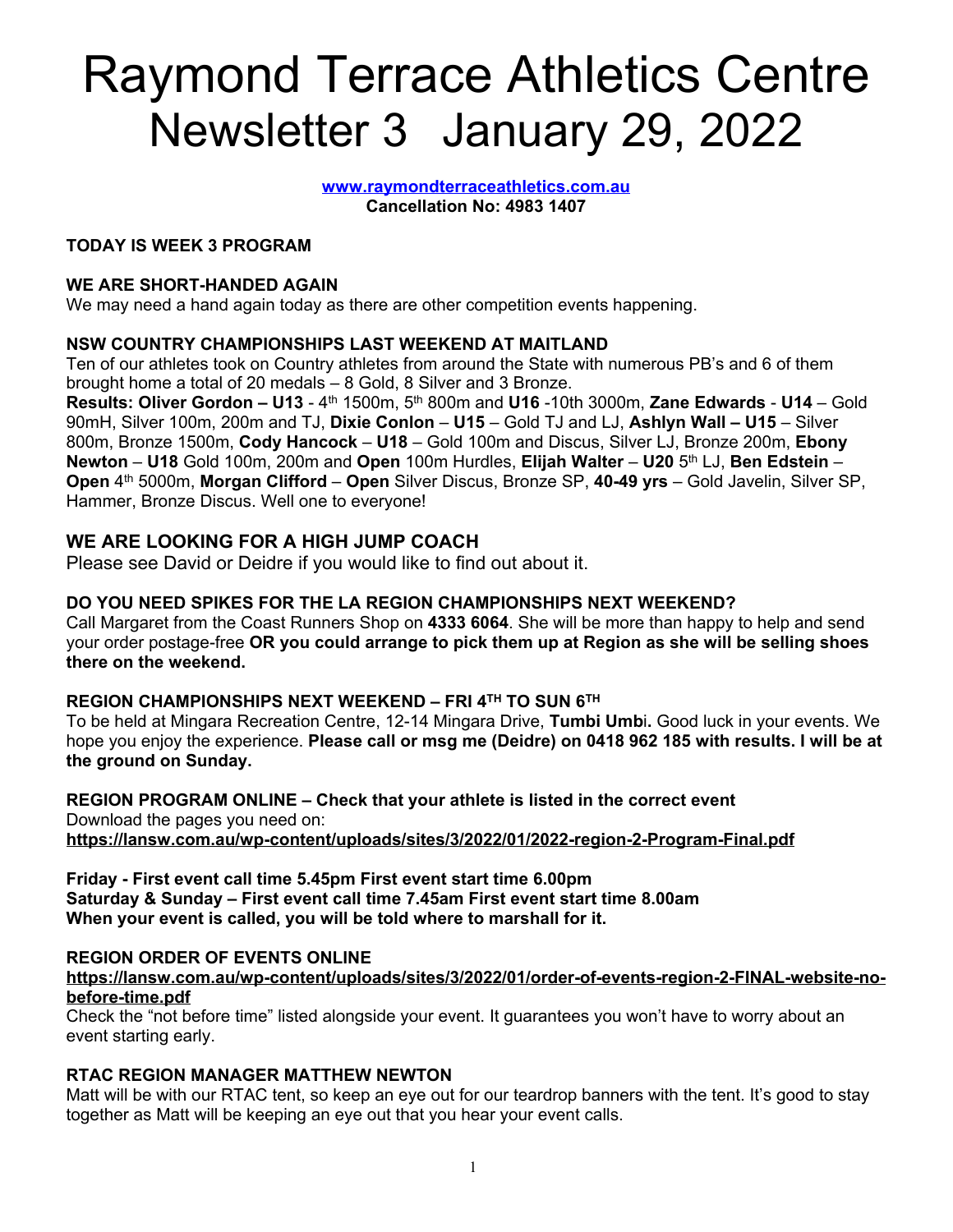# Raymond Terrace Athletics Centre Newsletter 3 January 29, 2022

**[www.raymondterraceathletics.com.au](http://www.raymondterraceathletics.com.au)**
**Cancellation No: 4983 1407**

**TODAY IS WEEK 3 PROGRAM**

**WE ARE SHORT-HANDED AGAIN**
We may need a hand again today as there are other competition events happening.

**NSW COUNTRY CHAMPIONSHIPS LAST WEEKEND AT MAITLAND**
Ten of our athletes took on Country athletes from around the State with numerous PB's and 6 of them brought home a total of 20 medals – 8 Gold, 8 Silver and 3 Bronze.
**Results: Oliver Gordon – U13** - 4th 1500m, 5th 800m and **U16** -10th 3000m, **Zane Edwards** - **U14** – Gold 90mH, Silver 100m, 200m and TJ, **Dixie Conlon** – **U15** – Gold TJ and LJ, **Ashlyn Wall – U15** – Silver 800m, Bronze 1500m, **Cody Hancock** – **U18** – Gold 100m and Discus, Silver LJ, Bronze 200m, **Ebony Newton** – **U18** Gold 100m, 200m and **Open** 100m Hurdles, **Elijah Walter** – **U20** 5th LJ, **Ben Edstein** – **Open** 4th 5000m, **Morgan Clifford** – **Open** Silver Discus, Bronze SP, **40-49 yrs** – Gold Javelin, Silver SP, Hammer, Bronze Discus. Well one to everyone!

## WE ARE LOOKING FOR A HIGH JUMP COACH
Please see David or Deidre if you would like to find out about it.

**DO YOU NEED SPIKES FOR THE LA REGION CHAMPIONSHIPS NEXT WEEKEND?**
Call Margaret from the Coast Runners Shop on **4333 6064**. She will be more than happy to help and send your order postage-free **OR you could arrange to pick them up at Region as she will be selling shoes there on the weekend.**

**REGION CHAMPIONSHIPS NEXT WEEKEND – FRI 4TH TO SUN 6TH**
To be held at Mingara Recreation Centre, 12-14 Mingara Drive, **Tumbi Umb**i**.** Good luck in your events. We hope you enjoy the experience. **Please call or msg me (Deidre) on 0418 962 185 with results. I will be at the ground on Sunday.**

**REGION PROGRAM ONLINE – Check that your athlete is listed in the correct event**
Download the pages you need on:
**<https://lansw.com.au/wp-content/uploads/sites/3/2022/01/2022-region-2-Program-Final.pdf>**

**Friday - First event call time 5.45pm First event start time 6.00pm**
**Saturday & Sunday – First event call time 7.45am First event start time 8.00am**
**When your event is called, you will be told where to marshall for it.**

**REGION ORDER OF EVENTS ONLINE**
**<https://lansw.com.au/wp-content/uploads/sites/3/2022/01/order-of-events-region-2-FINAL-website-no-before-time.pdf>**
Check the "not before time" listed alongside your event. It guarantees you won't have to worry about an event starting early.

**RTAC REGION MANAGER MATTHEW NEWTON**
Matt will be with our RTAC tent, so keep an eye out for our teardrop banners with the tent. It's good to stay together as Matt will be keeping an eye out that you hear your event calls.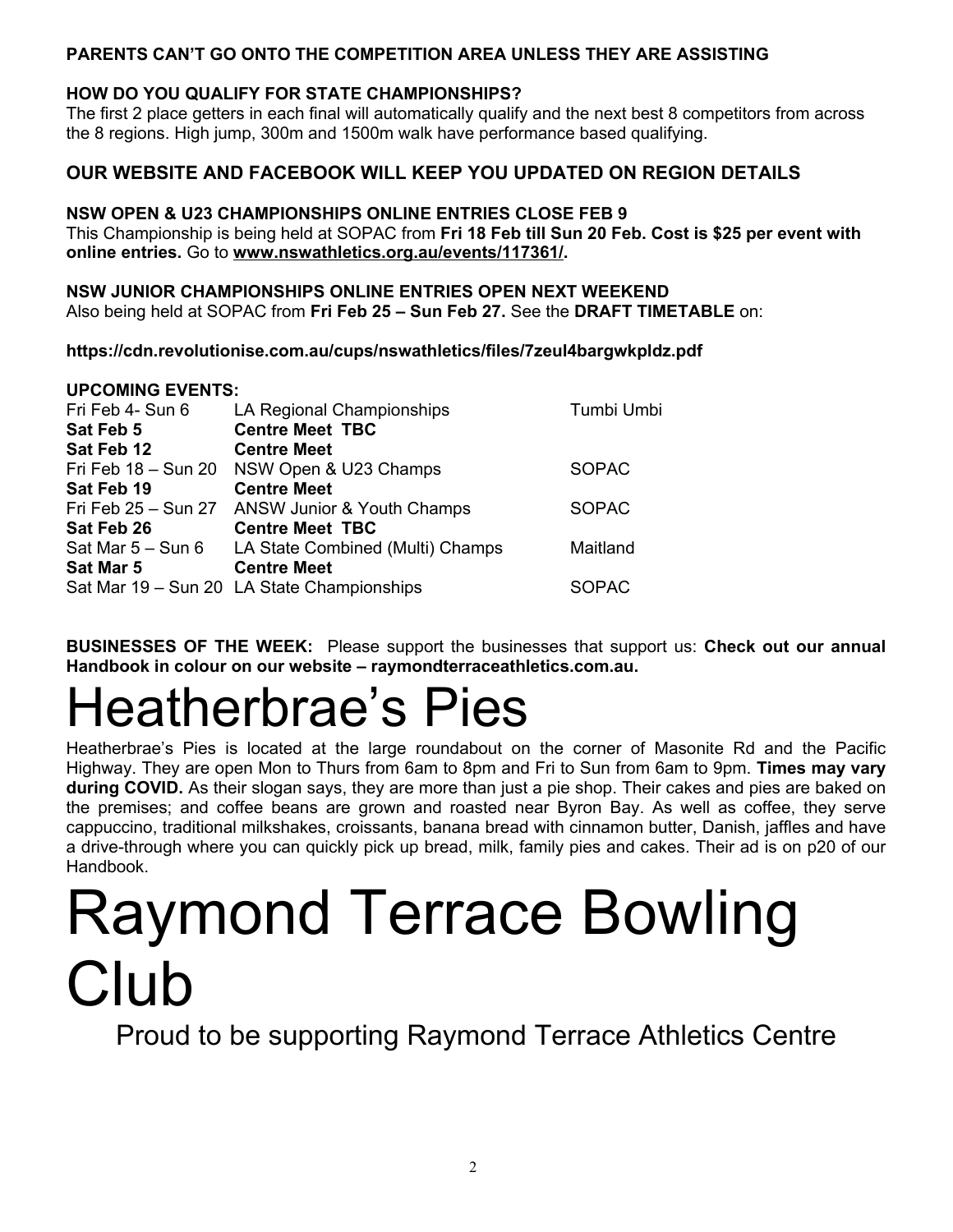**PARENTS CAN'T GO ONTO THE COMPETITION AREA UNLESS THEY ARE ASSISTING**

**HOW DO YOU QUALIFY FOR STATE CHAMPIONSHIPS?**

The first 2 place getters in each final will automatically qualify and the next best 8 competitors from across the 8 regions. High jump, 300m and 1500m walk have performance based qualifying.

## OUR WEBSITE AND FACEBOOK WILL KEEP YOU UPDATED ON REGION DETAILS

**NSW OPEN & U23 CHAMPIONSHIPS ONLINE ENTRIES CLOSE FEB 9**

This Championship is being held at SOPAC from **Fri 18 Feb till Sun 20 Feb. Cost is $25 per event with online entries.** Go to **www.nswathletics.org.au/events/117361/.**

**NSW JUNIOR CHAMPIONSHIPS ONLINE ENTRIES OPEN NEXT WEEKEND**

Also being held at SOPAC from **Fri Feb 25 – Sun Feb 27.** See the **DRAFT TIMETABLE** on:

**https://cdn.revolutionise.com.au/cups/nswathletics/files/7zeul4bargwkpldz.pdf**

**UPCOMING EVENTS:**

| | | |
|---|---|---|
| Fri Feb 4- Sun 6 | LA Regional Championships | Tumbi Umbi |
| **Sat Feb 5** | **Centre Meet TBC** | |
| **Sat Feb 12** | **Centre Meet** | |
| Fri Feb 18 – Sun 20 | NSW Open & U23 Champs | SOPAC |
| **Sat Feb 19** | **Centre Meet** | |
| Fri Feb 25 – Sun 27 | ANSW Junior & Youth Champs | SOPAC |
| **Sat Feb 26** | **Centre Meet TBC** | |
| Sat Mar 5 – Sun 6 | LA State Combined (Multi) Champs | Maitland |
| **Sat Mar 5** | **Centre Meet** | |
| Sat Mar 19 – Sun 20 | LA State Championships | SOPAC |

**BUSINESSES OF THE WEEK:** Please support the businesses that support us: **Check out our annual Handbook in colour on our website – raymondterraceathletics.com.au.**

# Heatherbrae's Pies

Heatherbrae's Pies is located at the large roundabout on the corner of Masonite Rd and the Pacific Highway. They are open Mon to Thurs from 6am to 8pm and Fri to Sun from 6am to 9pm. **Times may vary during COVID.** As their slogan says, they are more than just a pie shop. Their cakes and pies are baked on the premises; and coffee beans are grown and roasted near Byron Bay. As well as coffee, they serve cappuccino, traditional milkshakes, croissants, banana bread with cinnamon butter, Danish, jaffles and have a drive-through where you can quickly pick up bread, milk, family pies and cakes. Their ad is on p20 of our Handbook.

# Raymond Terrace Bowling Club

Proud to be supporting Raymond Terrace Athletics Centre